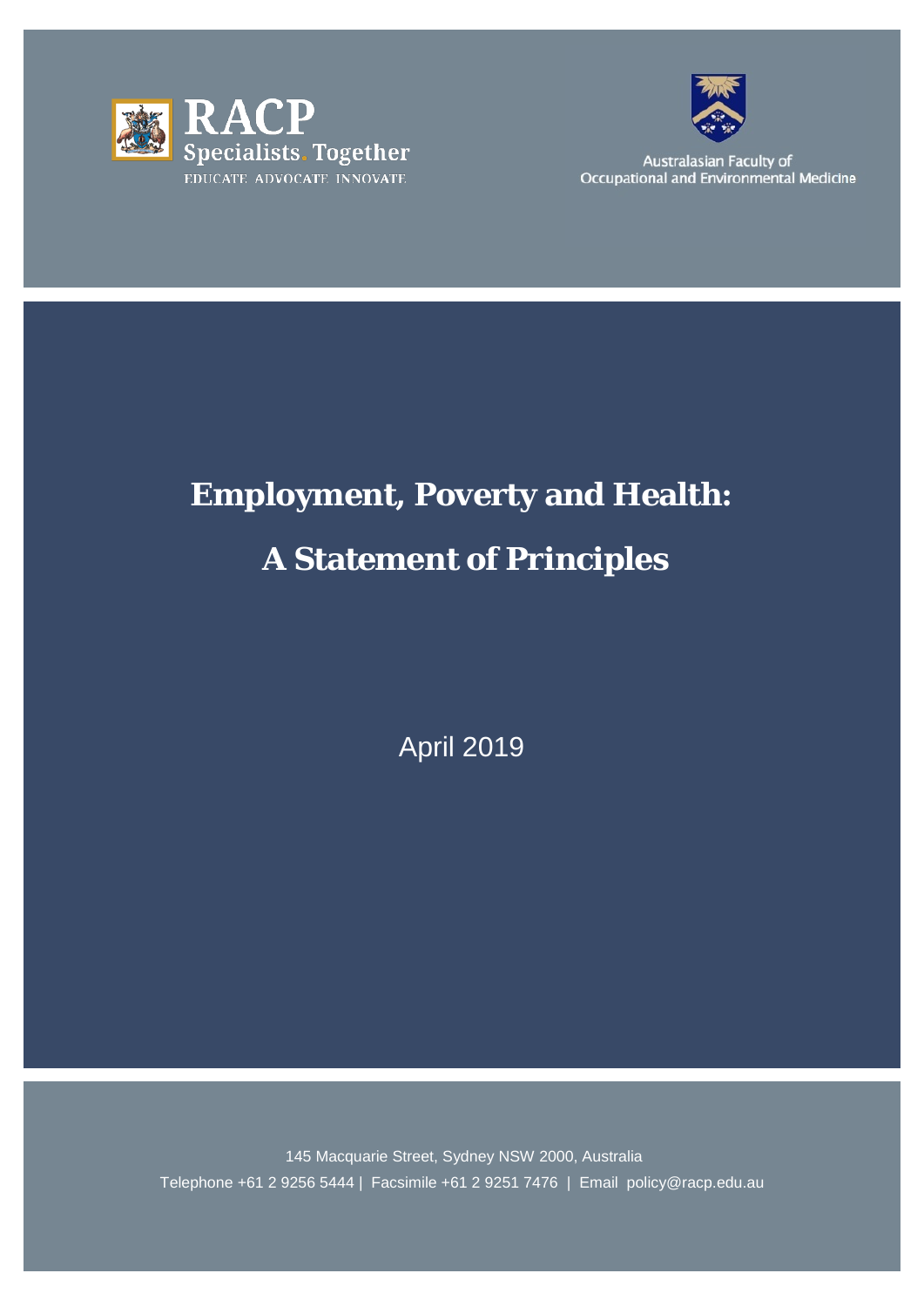RACP

Specialists. Together

EDUCATE ADVOCATE INNOVATE

Australasian Faculty of Occupational and Environmental Medicine

# Employment, Poverty and Health: A Statement of Principles

April 2019

145 Macquarie Street, Sydney NSW 2000, Australia

Telephone +61 2 9256 5444 | Facsimile +61 2 9251 7476 | Email policy@racp.edu.au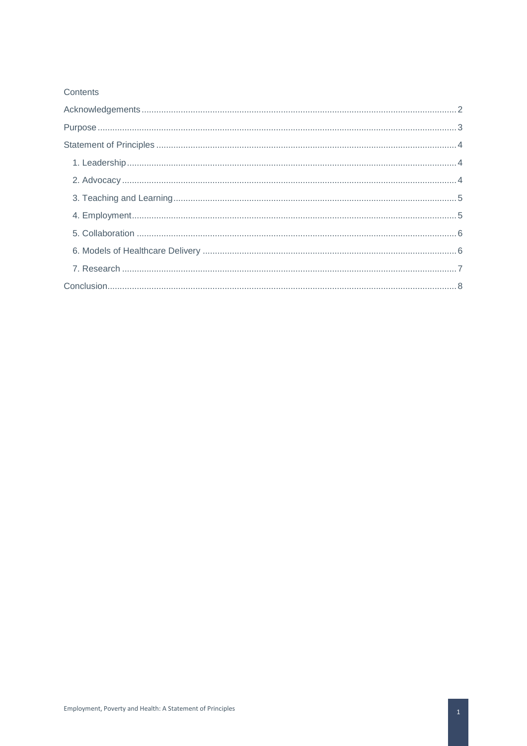Contents

- Acknowledgements ..... 2
- Purpose ..... 3
- Statement of Principles ..... 4
  - 1. Leadership ..... 4
  - 2. Advocacy ..... 4
  - 3. Teaching and Learning ..... 5
  - 4. Employment ..... 5
  - 5. Collaboration ..... 6
  - 6. Models of Healthcare Delivery ..... 6
  - 7. Research ..... 7
- Conclusion ..... 8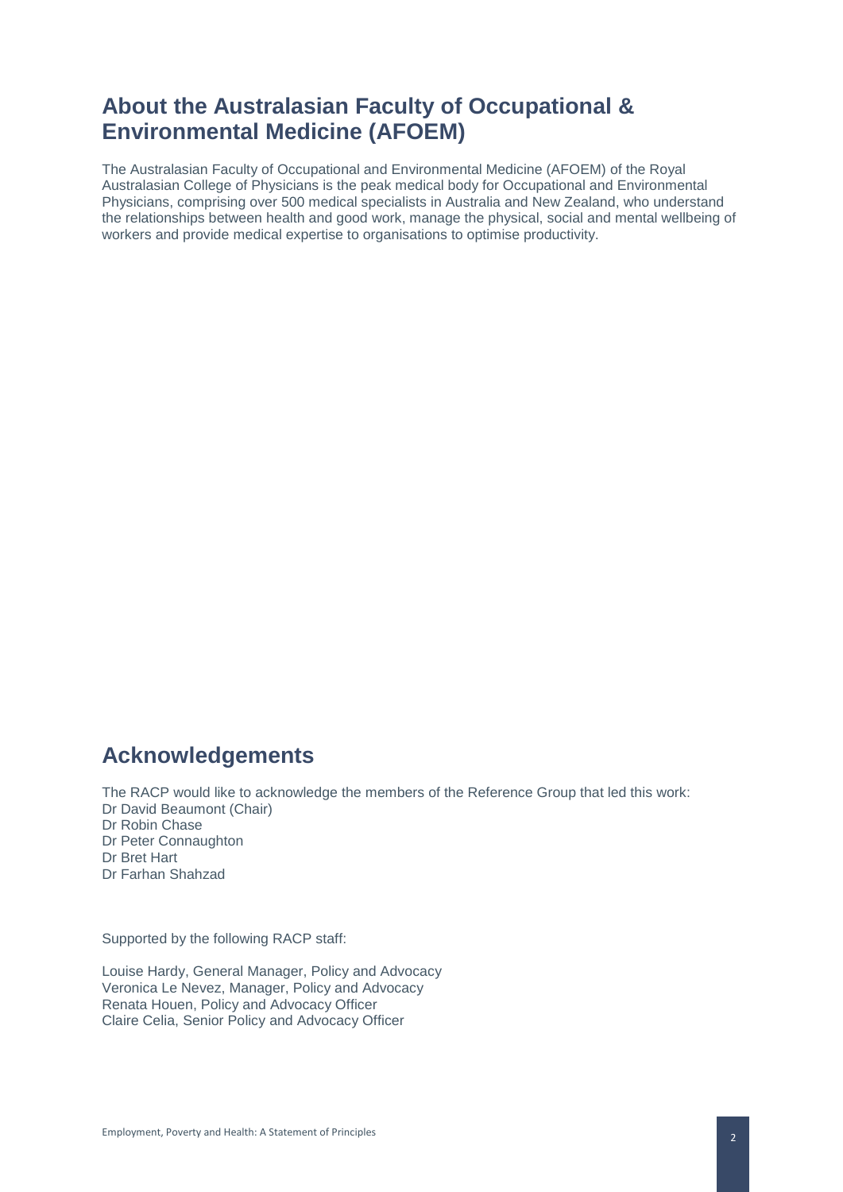## About the Australasian Faculty of Occupational & Environmental Medicine (AFOEM)

The Australasian Faculty of Occupational and Environmental Medicine (AFOEM) of the Royal Australasian College of Physicians is the peak medical body for Occupational and Environmental Physicians, comprising over 500 medical specialists in Australia and New Zealand, who understand the relationships between health and good work, manage the physical, social and mental wellbeing of workers and provide medical expertise to organisations to optimise productivity.

## Acknowledgements

The RACP would like to acknowledge the members of the Reference Group that led this work:
Dr David Beaumont (Chair)
Dr Robin Chase
Dr Peter Connaughton
Dr Bret Hart
Dr Farhan Shahzad

Supported by the following RACP staff:

Louise Hardy, General Manager, Policy and Advocacy
Veronica Le Nevez, Manager, Policy and Advocacy
Renata Houen, Policy and Advocacy Officer
Claire Celia, Senior Policy and Advocacy Officer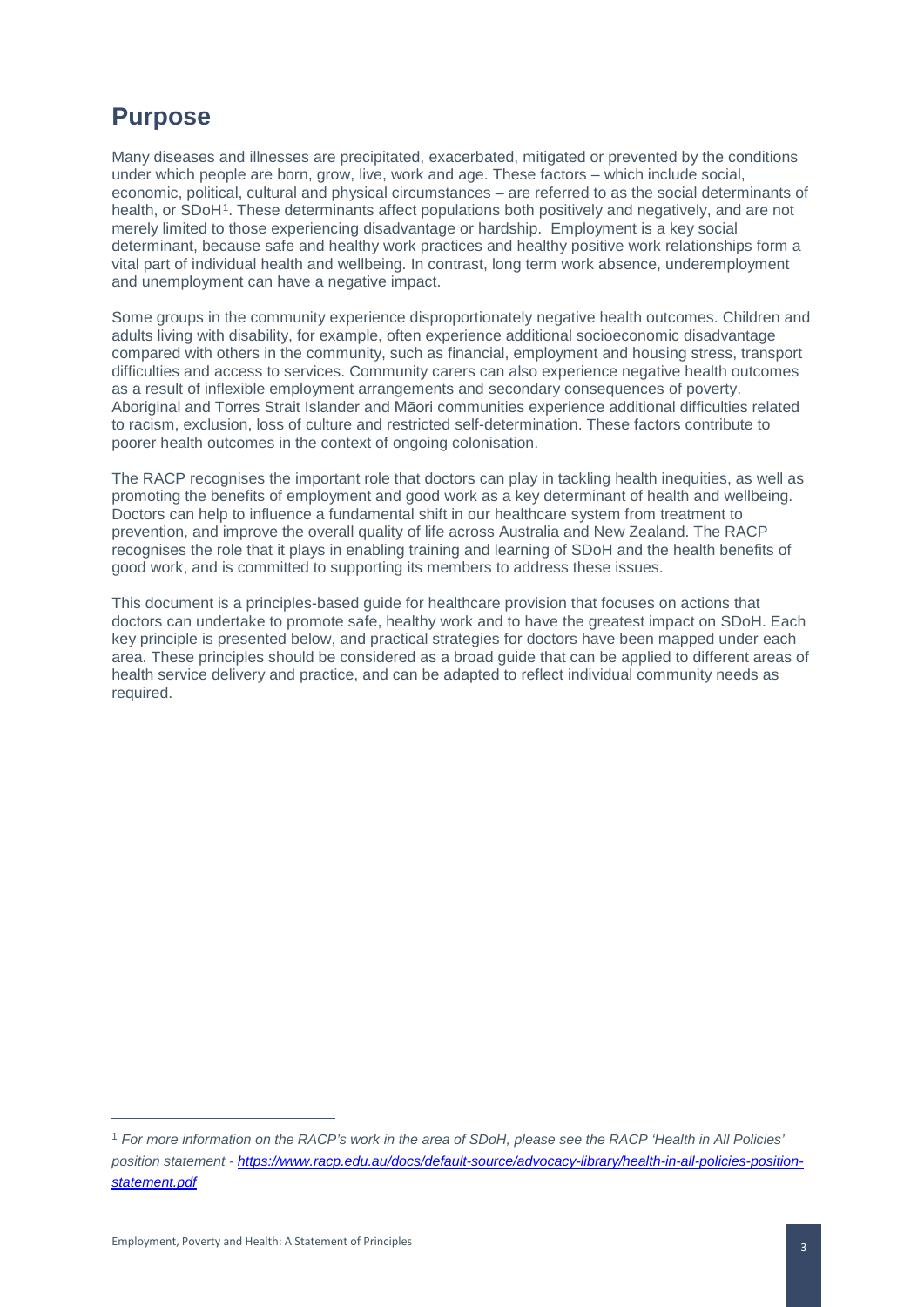## Purpose

Many diseases and illnesses are precipitated, exacerbated, mitigated or prevented by the conditions under which people are born, grow, live, work and age. These factors – which include social, economic, political, cultural and physical circumstances – are referred to as the social determinants of health, or SDoH[1]. These determinants affect populations both positively and negatively, and are not merely limited to those experiencing disadvantage or hardship. Employment is a key social determinant, because safe and healthy work practices and healthy positive work relationships form a vital part of individual health and wellbeing. In contrast, long term work absence, underemployment and unemployment can have a negative impact.

Some groups in the community experience disproportionately negative health outcomes. Children and adults living with disability, for example, often experience additional socioeconomic disadvantage compared with others in the community, such as financial, employment and housing stress, transport difficulties and access to services. Community carers can also experience negative health outcomes as a result of inflexible employment arrangements and secondary consequences of poverty. Aboriginal and Torres Strait Islander and Māori communities experience additional difficulties related to racism, exclusion, loss of culture and restricted self-determination. These factors contribute to poorer health outcomes in the context of ongoing colonisation.

The RACP recognises the important role that doctors can play in tackling health inequities, as well as promoting the benefits of employment and good work as a key determinant of health and wellbeing. Doctors can help to influence a fundamental shift in our healthcare system from treatment to prevention, and improve the overall quality of life across Australia and New Zealand. The RACP recognises the role that it plays in enabling training and learning of SDoH and the health benefits of good work, and is committed to supporting its members to address these issues.

This document is a principles-based guide for healthcare provision that focuses on actions that doctors can undertake to promote safe, healthy work and to have the greatest impact on SDoH. Each key principle is presented below, and practical strategies for doctors have been mapped under each area. These principles should be considered as a broad guide that can be applied to different areas of health service delivery and practice, and can be adapted to reflect individual community needs as required.

---

[1] *For more information on the RACP's work in the area of SDoH, please see the RACP 'Health in All Policies' position statement - [https://www.racp.edu.au/docs/default-source/advocacy-library/health-in-all-policies-position-statement.pdf](https://www.racp.edu.au/docs/default-source/advocacy-library/health-in-all-policies-position-statement.pdf)*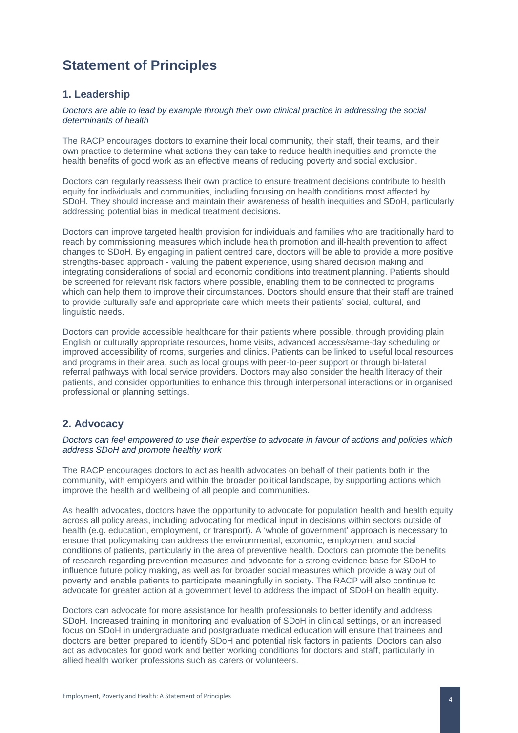# Statement of Principles

## 1. Leadership

*Doctors are able to lead by example through their own clinical practice in addressing the social determinants of health*

The RACP encourages doctors to examine their local community, their staff, their teams, and their own practice to determine what actions they can take to reduce health inequities and promote the health benefits of good work as an effective means of reducing poverty and social exclusion.

Doctors can regularly reassess their own practice to ensure treatment decisions contribute to health equity for individuals and communities, including focusing on health conditions most affected by SDoH. They should increase and maintain their awareness of health inequities and SDoH, particularly addressing potential bias in medical treatment decisions.

Doctors can improve targeted health provision for individuals and families who are traditionally hard to reach by commissioning measures which include health promotion and ill-health prevention to affect changes to SDoH. By engaging in patient centred care, doctors will be able to provide a more positive strengths-based approach - valuing the patient experience, using shared decision making and integrating considerations of social and economic conditions into treatment planning. Patients should be screened for relevant risk factors where possible, enabling them to be connected to programs which can help them to improve their circumstances. Doctors should ensure that their staff are trained to provide culturally safe and appropriate care which meets their patients' social, cultural, and linguistic needs.

Doctors can provide accessible healthcare for their patients where possible, through providing plain English or culturally appropriate resources, home visits, advanced access/same-day scheduling or improved accessibility of rooms, surgeries and clinics. Patients can be linked to useful local resources and programs in their area, such as local groups with peer-to-peer support or through bi-lateral referral pathways with local service providers. Doctors may also consider the health literacy of their patients, and consider opportunities to enhance this through interpersonal interactions or in organised professional or planning settings.

## 2. Advocacy

*Doctors can feel empowered to use their expertise to advocate in favour of actions and policies which address SDoH and promote healthy work*

The RACP encourages doctors to act as health advocates on behalf of their patients both in the community, with employers and within the broader political landscape, by supporting actions which improve the health and wellbeing of all people and communities.

As health advocates, doctors have the opportunity to advocate for population health and health equity across all policy areas, including advocating for medical input in decisions within sectors outside of health (e.g. education, employment, or transport). A 'whole of government' approach is necessary to ensure that policymaking can address the environmental, economic, employment and social conditions of patients, particularly in the area of preventive health. Doctors can promote the benefits of research regarding prevention measures and advocate for a strong evidence base for SDoH to influence future policy making, as well as for broader social measures which provide a way out of poverty and enable patients to participate meaningfully in society. The RACP will also continue to advocate for greater action at a government level to address the impact of SDoH on health equity.

Doctors can advocate for more assistance for health professionals to better identify and address SDoH. Increased training in monitoring and evaluation of SDoH in clinical settings, or an increased focus on SDoH in undergraduate and postgraduate medical education will ensure that trainees and doctors are better prepared to identify SDoH and potential risk factors in patients. Doctors can also act as advocates for good work and better working conditions for doctors and staff, particularly in allied health worker professions such as carers or volunteers.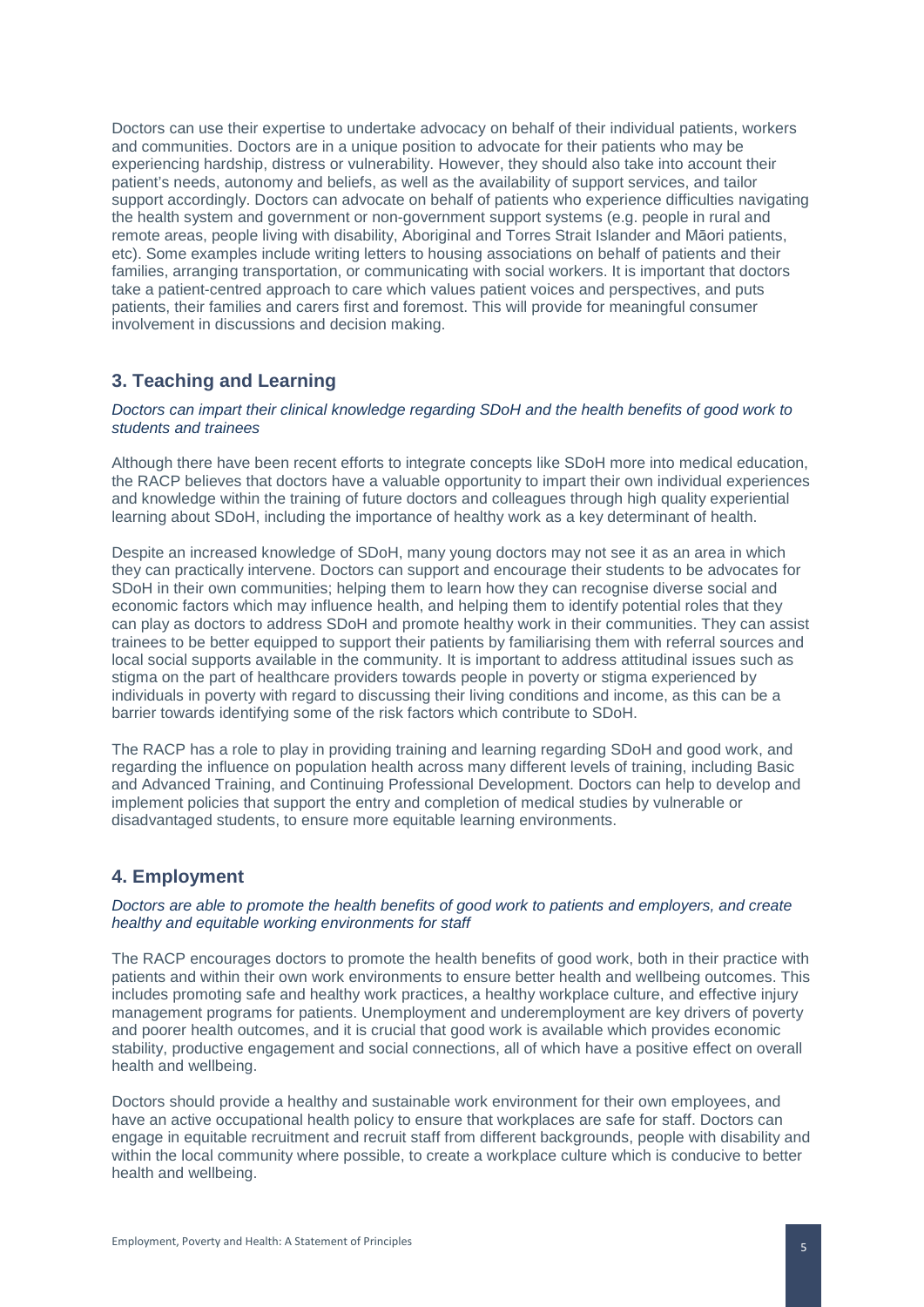Doctors can use their expertise to undertake advocacy on behalf of their individual patients, workers and communities. Doctors are in a unique position to advocate for their patients who may be experiencing hardship, distress or vulnerability. However, they should also take into account their patient's needs, autonomy and beliefs, as well as the availability of support services, and tailor support accordingly. Doctors can advocate on behalf of patients who experience difficulties navigating the health system and government or non-government support systems (e.g. people in rural and remote areas, people living with disability, Aboriginal and Torres Strait Islander and Māori patients, etc). Some examples include writing letters to housing associations on behalf of patients and their families, arranging transportation, or communicating with social workers. It is important that doctors take a patient-centred approach to care which values patient voices and perspectives, and puts patients, their families and carers first and foremost. This will provide for meaningful consumer involvement in discussions and decision making.

## 3. Teaching and Learning

*Doctors can impart their clinical knowledge regarding SDoH and the health benefits of good work to students and trainees*

Although there have been recent efforts to integrate concepts like SDoH more into medical education, the RACP believes that doctors have a valuable opportunity to impart their own individual experiences and knowledge within the training of future doctors and colleagues through high quality experiential learning about SDoH, including the importance of healthy work as a key determinant of health.

Despite an increased knowledge of SDoH, many young doctors may not see it as an area in which they can practically intervene. Doctors can support and encourage their students to be advocates for SDoH in their own communities; helping them to learn how they can recognise diverse social and economic factors which may influence health, and helping them to identify potential roles that they can play as doctors to address SDoH and promote healthy work in their communities. They can assist trainees to be better equipped to support their patients by familiarising them with referral sources and local social supports available in the community. It is important to address attitudinal issues such as stigma on the part of healthcare providers towards people in poverty or stigma experienced by individuals in poverty with regard to discussing their living conditions and income, as this can be a barrier towards identifying some of the risk factors which contribute to SDoH.

The RACP has a role to play in providing training and learning regarding SDoH and good work, and regarding the influence on population health across many different levels of training, including Basic and Advanced Training, and Continuing Professional Development. Doctors can help to develop and implement policies that support the entry and completion of medical studies by vulnerable or disadvantaged students, to ensure more equitable learning environments.

## 4. Employment

*Doctors are able to promote the health benefits of good work to patients and employers, and create healthy and equitable working environments for staff*

The RACP encourages doctors to promote the health benefits of good work, both in their practice with patients and within their own work environments to ensure better health and wellbeing outcomes. This includes promoting safe and healthy work practices, a healthy workplace culture, and effective injury management programs for patients. Unemployment and underemployment are key drivers of poverty and poorer health outcomes, and it is crucial that good work is available which provides economic stability, productive engagement and social connections, all of which have a positive effect on overall health and wellbeing.

Doctors should provide a healthy and sustainable work environment for their own employees, and have an active occupational health policy to ensure that workplaces are safe for staff. Doctors can engage in equitable recruitment and recruit staff from different backgrounds, people with disability and within the local community where possible, to create a workplace culture which is conducive to better health and wellbeing.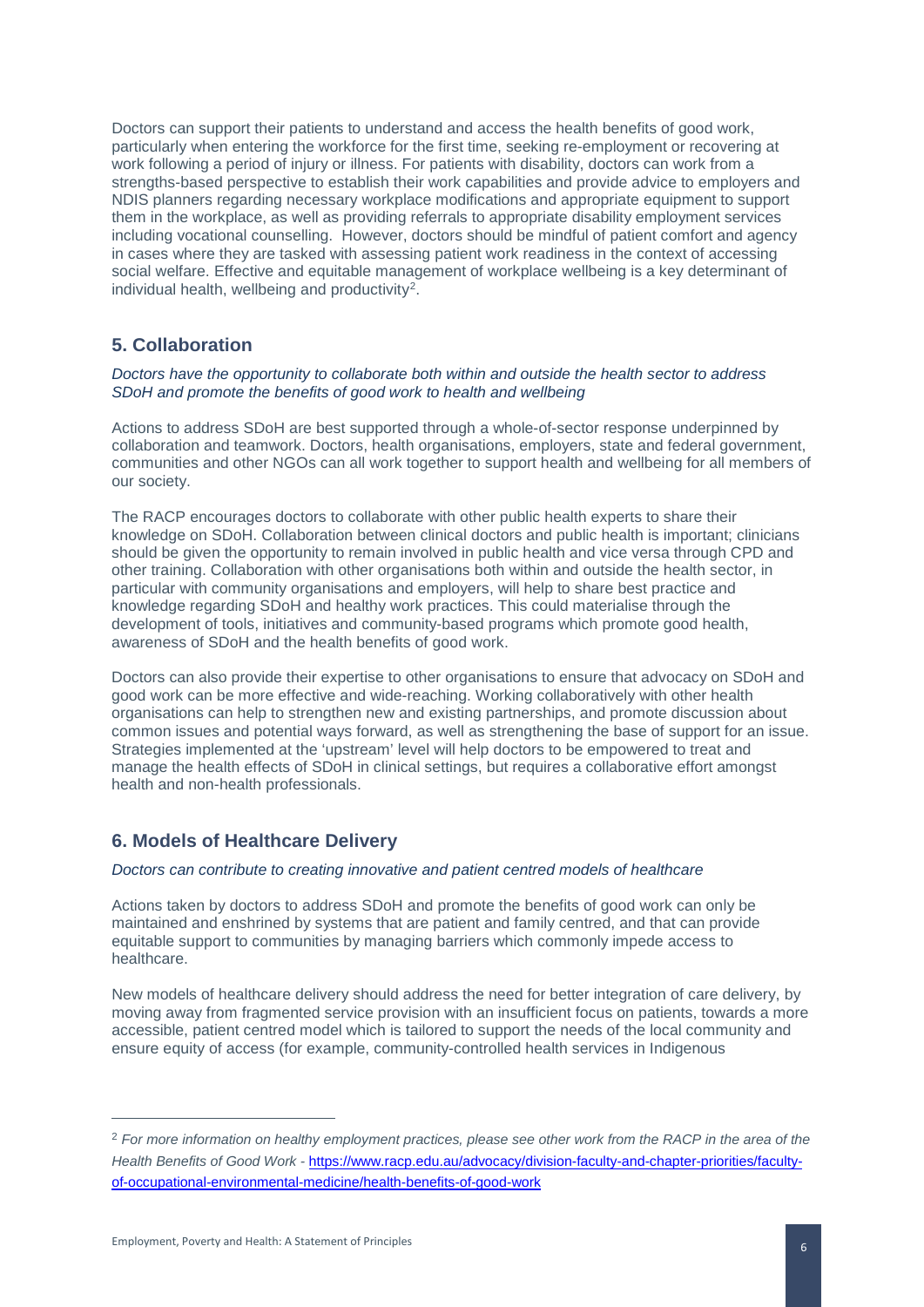Doctors can support their patients to understand and access the health benefits of good work, particularly when entering the workforce for the first time, seeking re-employment or recovering at work following a period of injury or illness. For patients with disability, doctors can work from a strengths-based perspective to establish their work capabilities and provide advice to employers and NDIS planners regarding necessary workplace modifications and appropriate equipment to support them in the workplace, as well as providing referrals to appropriate disability employment services including vocational counselling. However, doctors should be mindful of patient comfort and agency in cases where they are tasked with assessing patient work readiness in the context of accessing social welfare. Effective and equitable management of workplace wellbeing is a key determinant of individual health, wellbeing and productivity[2].

## 5. Collaboration

*Doctors have the opportunity to collaborate both within and outside the health sector to address SDoH and promote the benefits of good work to health and wellbeing*

Actions to address SDoH are best supported through a whole-of-sector response underpinned by collaboration and teamwork. Doctors, health organisations, employers, state and federal government, communities and other NGOs can all work together to support health and wellbeing for all members of our society.

The RACP encourages doctors to collaborate with other public health experts to share their knowledge on SDoH. Collaboration between clinical doctors and public health is important; clinicians should be given the opportunity to remain involved in public health and vice versa through CPD and other training. Collaboration with other organisations both within and outside the health sector, in particular with community organisations and employers, will help to share best practice and knowledge regarding SDoH and healthy work practices. This could materialise through the development of tools, initiatives and community-based programs which promote good health, awareness of SDoH and the health benefits of good work.

Doctors can also provide their expertise to other organisations to ensure that advocacy on SDoH and good work can be more effective and wide-reaching. Working collaboratively with other health organisations can help to strengthen new and existing partnerships, and promote discussion about common issues and potential ways forward, as well as strengthening the base of support for an issue. Strategies implemented at the 'upstream' level will help doctors to be empowered to treat and manage the health effects of SDoH in clinical settings, but requires a collaborative effort amongst health and non-health professionals.

## 6. Models of Healthcare Delivery

*Doctors can contribute to creating innovative and patient centred models of healthcare*

Actions taken by doctors to address SDoH and promote the benefits of good work can only be maintained and enshrined by systems that are patient and family centred, and that can provide equitable support to communities by managing barriers which commonly impede access to healthcare.

New models of healthcare delivery should address the need for better integration of care delivery, by moving away from fragmented service provision with an insufficient focus on patients, towards a more accessible, patient centred model which is tailored to support the needs of the local community and ensure equity of access (for example, community-controlled health services in Indigenous

---

[2] *For more information on healthy employment practices, please see other work from the RACP in the area of the Health Benefits of Good Work -* [https://www.racp.edu.au/advocacy/division-faculty-and-chapter-priorities/faculty-of-occupational-environmental-medicine/health-benefits-of-good-work](https://www.racp.edu.au/advocacy/division-faculty-and-chapter-priorities/faculty-of-occupational-environmental-medicine/health-benefits-of-good-work)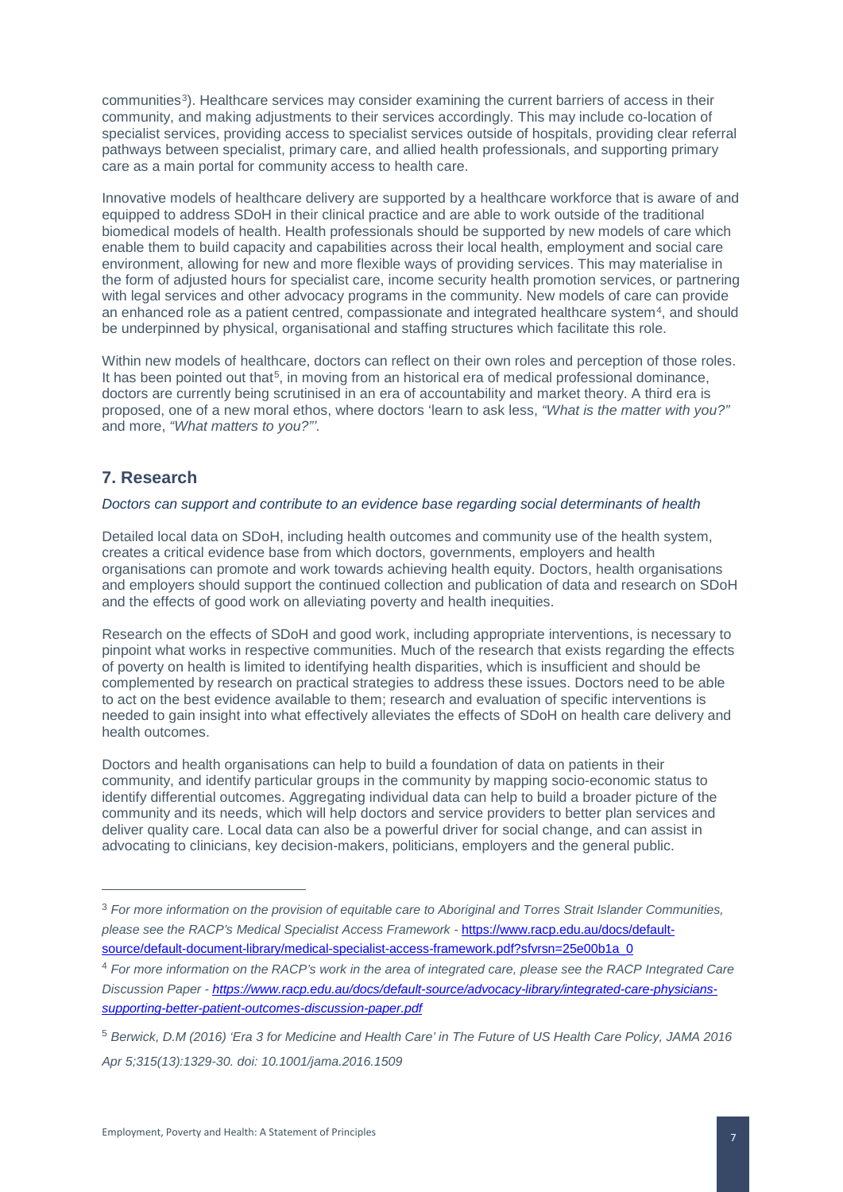communities[3]). Healthcare services may consider examining the current barriers of access in their community, and making adjustments to their services accordingly. This may include co-location of specialist services, providing access to specialist services outside of hospitals, providing clear referral pathways between specialist, primary care, and allied health professionals, and supporting primary care as a main portal for community access to health care.

Innovative models of healthcare delivery are supported by a healthcare workforce that is aware of and equipped to address SDoH in their clinical practice and are able to work outside of the traditional biomedical models of health. Health professionals should be supported by new models of care which enable them to build capacity and capabilities across their local health, employment and social care environment, allowing for new and more flexible ways of providing services. This may materialise in the form of adjusted hours for specialist care, income security health promotion services, or partnering with legal services and other advocacy programs in the community. New models of care can provide an enhanced role as a patient centred, compassionate and integrated healthcare system[4], and should be underpinned by physical, organisational and staffing structures which facilitate this role.

Within new models of healthcare, doctors can reflect on their own roles and perception of those roles. It has been pointed out that[5], in moving from an historical era of medical professional dominance, doctors are currently being scrutinised in an era of accountability and market theory. A third era is proposed, one of a new moral ethos, where doctors 'learn to ask less, *"What is the matter with you?"* and more, *"What matters to you?"'*.

## 7. Research

*Doctors can support and contribute to an evidence base regarding social determinants of health*

Detailed local data on SDoH, including health outcomes and community use of the health system, creates a critical evidence base from which doctors, governments, employers and health organisations can promote and work towards achieving health equity. Doctors, health organisations and employers should support the continued collection and publication of data and research on SDoH and the effects of good work on alleviating poverty and health inequities.

Research on the effects of SDoH and good work, including appropriate interventions, is necessary to pinpoint what works in respective communities. Much of the research that exists regarding the effects of poverty on health is limited to identifying health disparities, which is insufficient and should be complemented by research on practical strategies to address these issues. Doctors need to be able to act on the best evidence available to them; research and evaluation of specific interventions is needed to gain insight into what effectively alleviates the effects of SDoH on health care delivery and health outcomes.

Doctors and health organisations can help to build a foundation of data on patients in their community, and identify particular groups in the community by mapping socio-economic status to identify differential outcomes. Aggregating individual data can help to build a broader picture of the community and its needs, which will help doctors and service providers to better plan services and deliver quality care. Local data can also be a powerful driver for social change, and can assist in advocating to clinicians, key decision-makers, politicians, employers and the general public.

---

[3] *For more information on the provision of equitable care to Aboriginal and Torres Strait Islander Communities, please see the RACP's Medical Specialist Access Framework -* https://www.racp.edu.au/docs/default-source/default-document-library/medical-specialist-access-framework.pdf?sfvrsn=25e00b1a_0

[4] *For more information on the RACP's work in the area of integrated care, please see the RACP Integrated Care Discussion Paper - https://www.racp.edu.au/docs/default-source/advocacy-library/integrated-care-physicians-supporting-better-patient-outcomes-discussion-paper.pdf*

[5] *Berwick, D.M (2016) 'Era 3 for Medicine and Health Care' in The Future of US Health Care Policy, JAMA 2016 Apr 5;315(13):1329-30. doi: 10.1001/jama.2016.1509*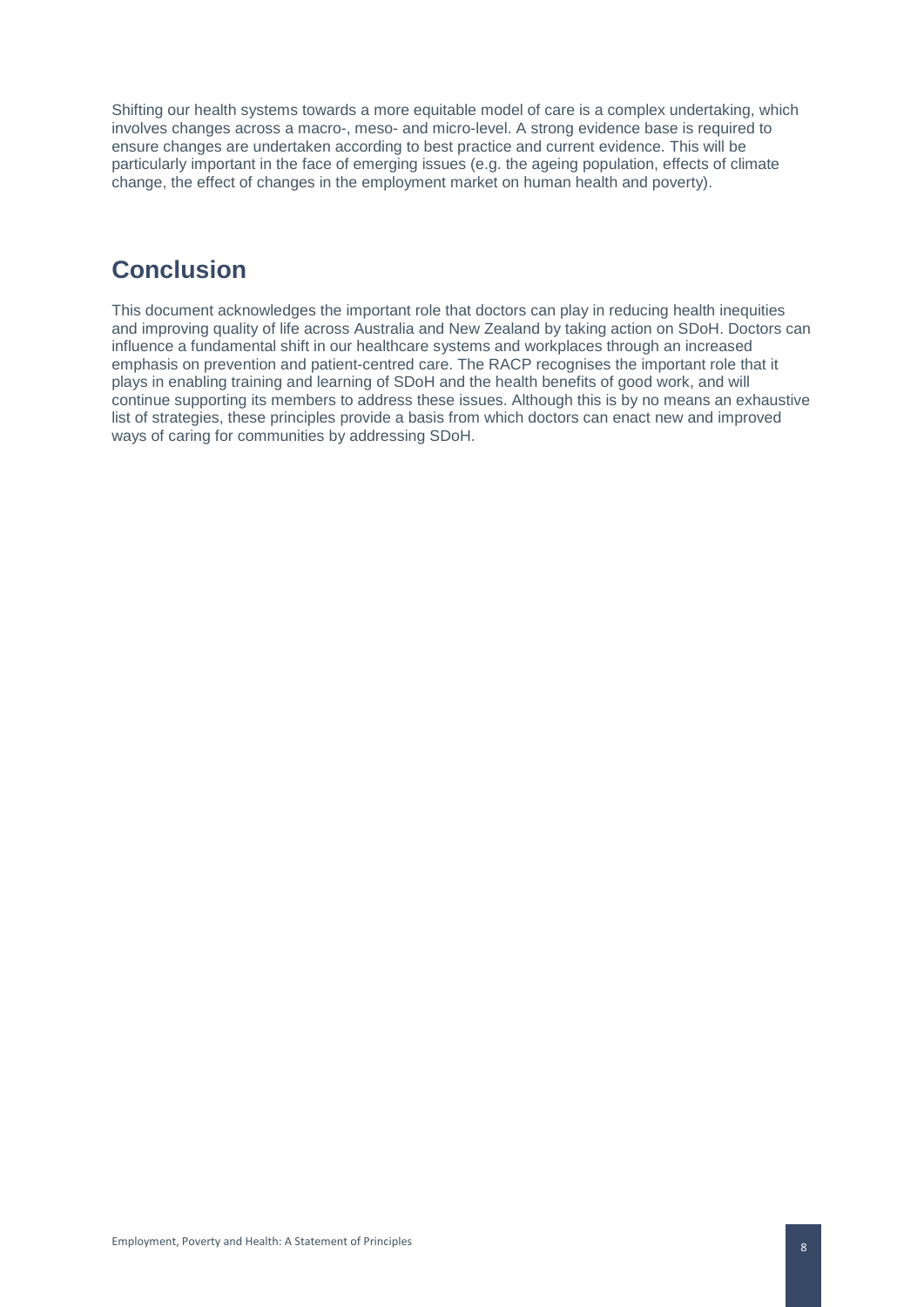Shifting our health systems towards a more equitable model of care is a complex undertaking, which involves changes across a macro-, meso- and micro-level. A strong evidence base is required to ensure changes are undertaken according to best practice and current evidence. This will be particularly important in the face of emerging issues (e.g. the ageing population, effects of climate change, the effect of changes in the employment market on human health and poverty).

## Conclusion

This document acknowledges the important role that doctors can play in reducing health inequities and improving quality of life across Australia and New Zealand by taking action on SDoH. Doctors can influence a fundamental shift in our healthcare systems and workplaces through an increased emphasis on prevention and patient-centred care. The RACP recognises the important role that it plays in enabling training and learning of SDoH and the health benefits of good work, and will continue supporting its members to address these issues. Although this is by no means an exhaustive list of strategies, these principles provide a basis from which doctors can enact new and improved ways of caring for communities by addressing SDoH.